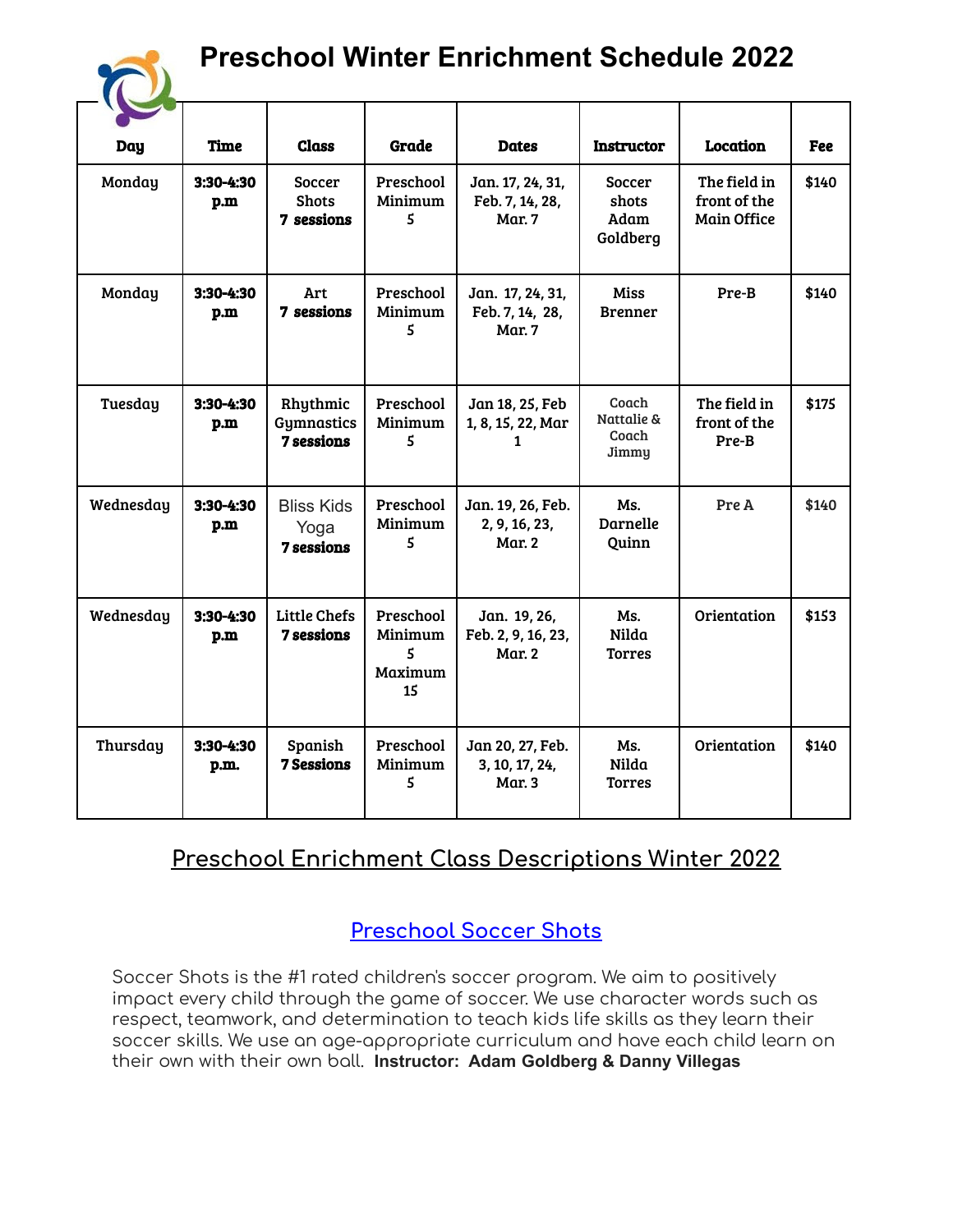# Preschool Winter Enrichment Schedule 2022

| Day | Time | Class | Grade | Dates | Instructor | Location | Fee |
|---|---|---|---|---|---|---|---|
| Monday | 3:30-4:30 p.m | Soccer Shots **7 sessions** | Preschool Minimum 5 | Jan. 17, 24, 31, Feb. 7, 14, 28, Mar. 7 | Soccer shots Adam Goldberg | The field in front of the Main Office | $140 |
| Monday | 3:30-4:30 p.m | Art **7 sessions** | Preschool Minimum 5 | Jan. 17, 24, 31, Feb. 7, 14, 28, Mar. 7 | Miss Brenner | Pre-B | $140 |
| Tuesday | 3:30-4:30 p.m | Rhythmic Gymnastics **7 sessions** | Preschool Minimum 5 | Jan 18, 25, Feb 1, 8, 15, 22, Mar 1 | Coach Nattalie & Coach Jimmy | The field in front of the Pre-B | $175 |
| Wednesday | 3:30-4:30 p.m | Bliss Kids Yoga **7 sessions** | Preschool Minimum 5 | Jan. 19, 26, Feb. 2, 9, 16, 23, Mar. 2 | Ms. Darnelle Quinn | Pre A | $140 |
| Wednesday | 3:30-4:30 p.m | Little Chefs **7 sessions** | Preschool Minimum 5 Maximum 15 | Jan. 19, 26, Feb. 2, 9, 16, 23, Mar. 2 | Ms. Nilda Torres | Orientation | $153 |
| Thursday | 3:30-4:30 p.m. | Spanish **7 Sessions** | Preschool Minimum 5 | Jan 20, 27, Feb. 3, 10, 17, 24, Mar. 3 | Ms. Nilda Torres | Orientation | $140 |

## Preschool Enrichment Class Descriptions Winter 2022

### Preschool Soccer Shots

Soccer Shots is the #1 rated children's soccer program. We aim to positively impact every child through the game of soccer. We use character words such as respect, teamwork, and determination to teach kids life skills as they learn their soccer skills. We use an age-appropriate curriculum and have each child learn on their own with their own ball. **Instructor: Adam Goldberg & Danny Villegas**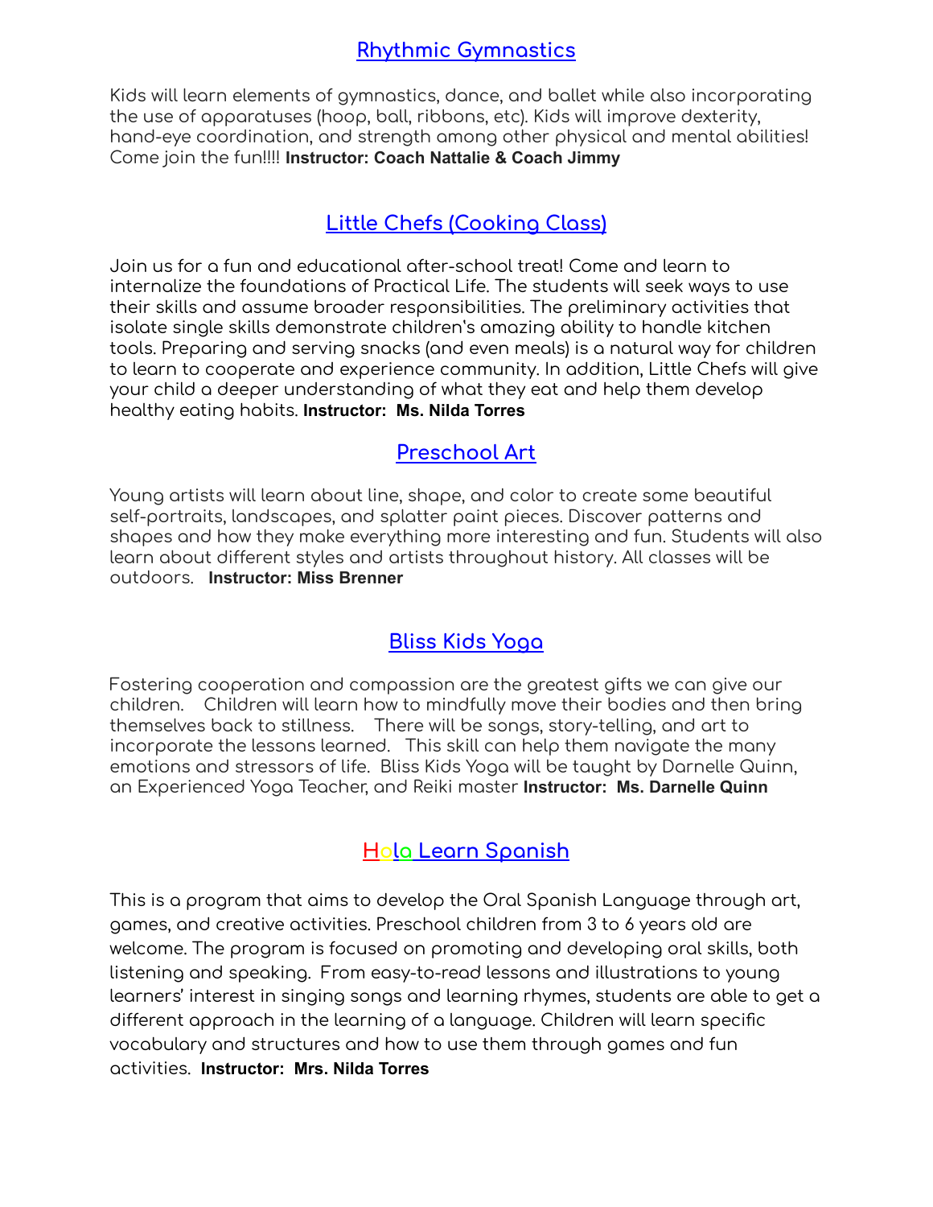## Rhythmic Gymnastics

Kids will learn elements of gymnastics, dance, and ballet while also incorporating the use of apparatuses (hoop, ball, ribbons, etc). Kids will improve dexterity, hand-eye coordination, and strength among other physical and mental abilities! Come join the fun!!!! **Instructor: Coach Nattalie & Coach Jimmy**

## Little Chefs (Cooking Class)

Join us for a fun and educational after-school treat! Come and learn to internalize the foundations of Practical Life. The students will seek ways to use their skills and assume broader responsibilities. The preliminary activities that isolate single skills demonstrate children's amazing ability to handle kitchen tools. Preparing and serving snacks (and even meals) is a natural way for children to learn to cooperate and experience community. In addition, Little Chefs will give your child a deeper understanding of what they eat and help them develop healthy eating habits. **Instructor: Ms. Nilda Torres**

## Preschool Art

Young artists will learn about line, shape, and color to create some beautiful self-portraits, landscapes, and splatter paint pieces. Discover patterns and shapes and how they make everything more interesting and fun. Students will also learn about different styles and artists throughout history. All classes will be outdoors. **Instructor: Miss Brenner**

## Bliss Kids Yoga

Fostering cooperation and compassion are the greatest gifts we can give our children. Children will learn how to mindfully move their bodies and then bring themselves back to stillness. There will be songs, story-telling, and art to incorporate the lessons learned. This skill can help them navigate the many emotions and stressors of life. Bliss Kids Yoga will be taught by Darnelle Quinn, an Experienced Yoga Teacher, and Reiki master **Instructor: Ms. Darnelle Quinn**

## Hola Learn Spanish

This is a program that aims to develop the Oral Spanish Language through art, games, and creative activities. Preschool children from 3 to 6 years old are welcome. The program is focused on promoting and developing oral skills, both listening and speaking. From easy-to-read lessons and illustrations to young learners' interest in singing songs and learning rhymes, students are able to get a different approach in the learning of a language. Children will learn specific vocabulary and structures and how to use them through games and fun activities. **Instructor: Mrs. Nilda Torres**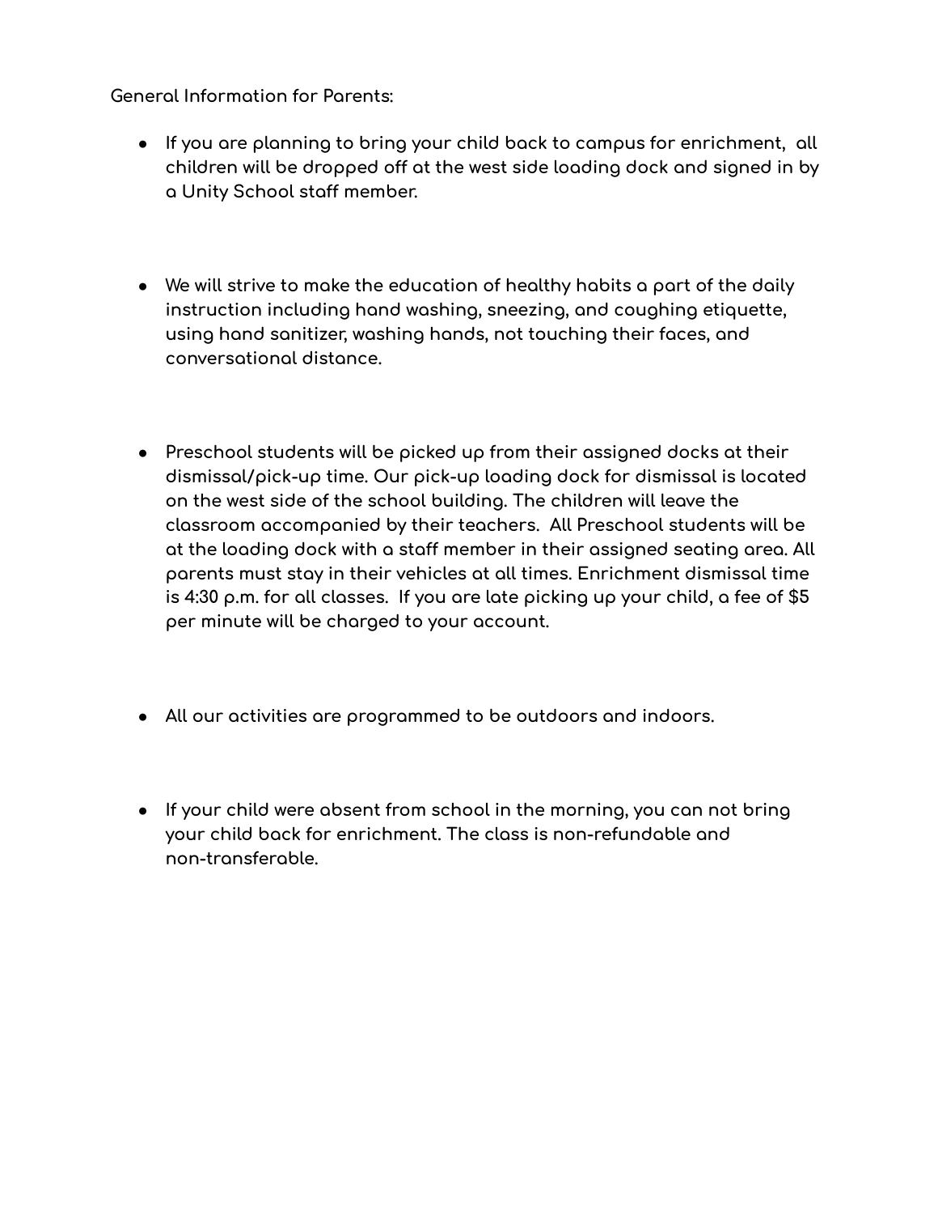General Information for Parents:

- If you are planning to bring your child back to campus for enrichment,  all children will be dropped off at the west side loading dock and signed in by a Unity School staff member.

- We will strive to make the education of healthy habits a part of the daily instruction including hand washing, sneezing, and coughing etiquette, using hand sanitizer, washing hands, not touching their faces, and conversational distance.

- Preschool students will be picked up from their assigned docks at their dismissal/pick-up time. Our pick-up loading dock for dismissal is located on the west side of the school building. The children will leave the classroom accompanied by their teachers.  All Preschool students will be at the loading dock with a staff member in their assigned seating area. All parents must stay in their vehicles at all times. Enrichment dismissal time is 4:30 p.m. for all classes.  If you are late picking up your child, a fee of $5 per minute will be charged to your account.

- All our activities are programmed to be outdoors and indoors.

- If your child were absent from school in the morning, you can not bring your child back for enrichment. The class is non-refundable and non-transferable.